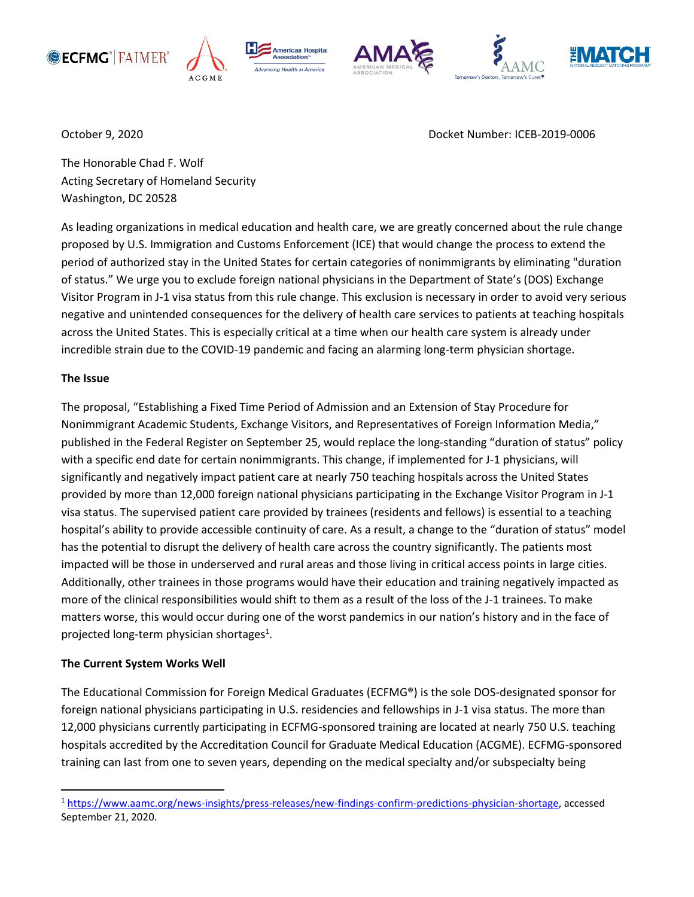October 9, 2020

Docket Number: ICEB-2019-0006

The Honorable Chad F. Wolf
Acting Secretary of Homeland Security
Washington, DC 20528

As leading organizations in medical education and health care, we are greatly concerned about the rule change proposed by U.S. Immigration and Customs Enforcement (ICE) that would change the process to extend the period of authorized stay in the United States for certain categories of nonimmigrants by eliminating "duration of status." We urge you to exclude foreign national physicians in the Department of State's (DOS) Exchange Visitor Program in J-1 visa status from this rule change. This exclusion is necessary in order to avoid very serious negative and unintended consequences for the delivery of health care services to patients at teaching hospitals across the United States. This is especially critical at a time when our health care system is already under incredible strain due to the COVID-19 pandemic and facing an alarming long-term physician shortage.

**The Issue**

The proposal, "Establishing a Fixed Time Period of Admission and an Extension of Stay Procedure for Nonimmigrant Academic Students, Exchange Visitors, and Representatives of Foreign Information Media," published in the Federal Register on September 25, would replace the long-standing "duration of status" policy with a specific end date for certain nonimmigrants. This change, if implemented for J-1 physicians, will significantly and negatively impact patient care at nearly 750 teaching hospitals across the United States provided by more than 12,000 foreign national physicians participating in the Exchange Visitor Program in J-1 visa status. The supervised patient care provided by trainees (residents and fellows) is essential to a teaching hospital's ability to provide accessible continuity of care. As a result, a change to the "duration of status" model has the potential to disrupt the delivery of health care across the country significantly. The patients most impacted will be those in underserved and rural areas and those living in critical access points in large cities. Additionally, other trainees in those programs would have their education and training negatively impacted as more of the clinical responsibilities would shift to them as a result of the loss of the J-1 trainees. To make matters worse, this would occur during one of the worst pandemics in our nation's history and in the face of projected long-term physician shortages[1].

**The Current System Works Well**

The Educational Commission for Foreign Medical Graduates (ECFMG®) is the sole DOS-designated sponsor for foreign national physicians participating in U.S. residencies and fellowships in J-1 visa status. The more than 12,000 physicians currently participating in ECFMG-sponsored training are located at nearly 750 U.S. teaching hospitals accredited by the Accreditation Council for Graduate Medical Education (ACGME). ECFMG-sponsored training can last from one to seven years, depending on the medical specialty and/or subspecialty being

[1] https://www.aamc.org/news-insights/press-releases/new-findings-confirm-predictions-physician-shortage, accessed September 21, 2020.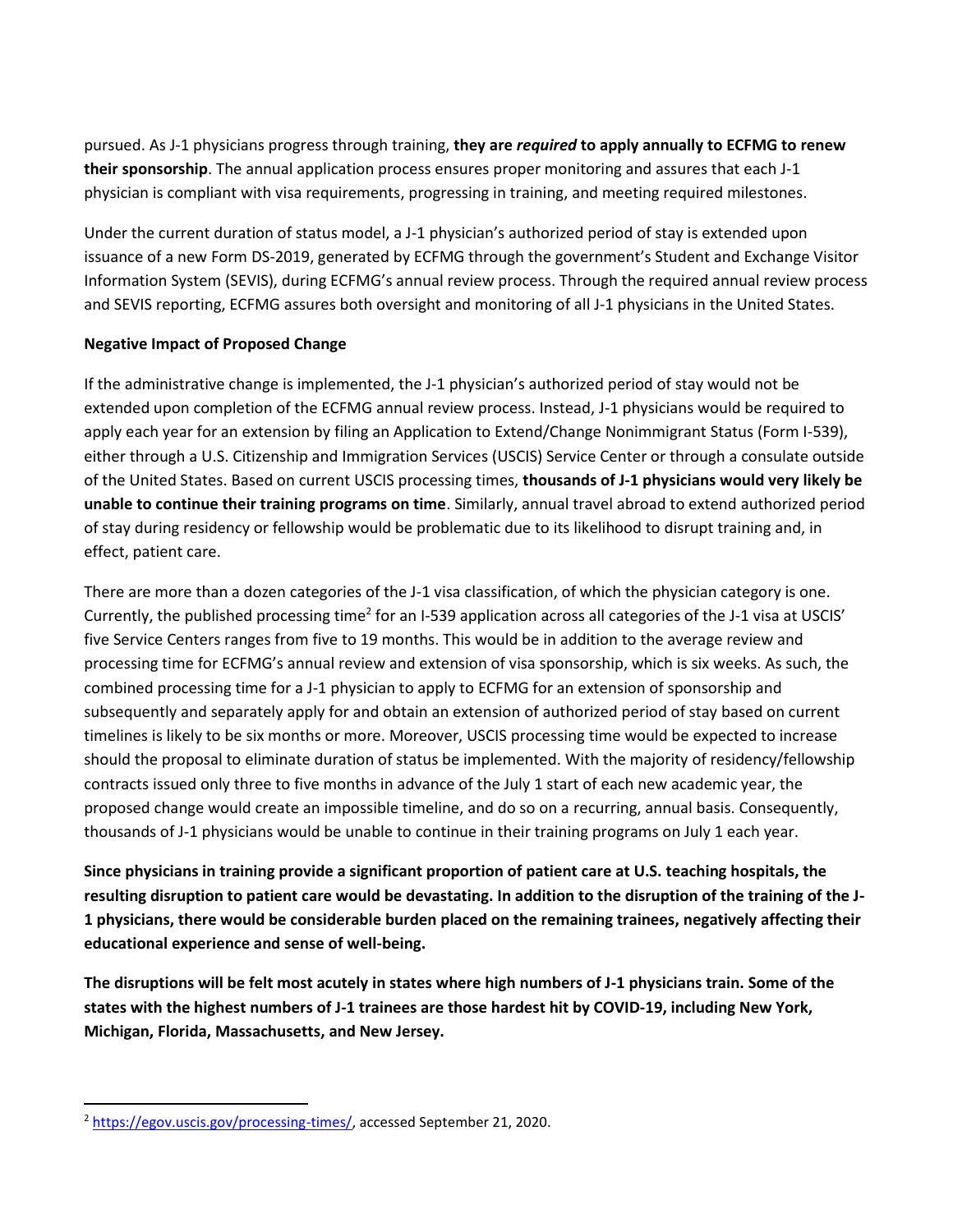pursued. As J-1 physicians progress through training, **they are *required* to apply annually to ECFMG to renew their sponsorship**. The annual application process ensures proper monitoring and assures that each J-1 physician is compliant with visa requirements, progressing in training, and meeting required milestones.

Under the current duration of status model, a J-1 physician's authorized period of stay is extended upon issuance of a new Form DS-2019, generated by ECFMG through the government's Student and Exchange Visitor Information System (SEVIS), during ECFMG's annual review process. Through the required annual review process and SEVIS reporting, ECFMG assures both oversight and monitoring of all J-1 physicians in the United States.

**Negative Impact of Proposed Change**

If the administrative change is implemented, the J-1 physician's authorized period of stay would not be extended upon completion of the ECFMG annual review process. Instead, J-1 physicians would be required to apply each year for an extension by filing an Application to Extend/Change Nonimmigrant Status (Form I-539), either through a U.S. Citizenship and Immigration Services (USCIS) Service Center or through a consulate outside of the United States. Based on current USCIS processing times, **thousands of J-1 physicians would very likely be unable to continue their training programs on time**. Similarly, annual travel abroad to extend authorized period of stay during residency or fellowship would be problematic due to its likelihood to disrupt training and, in effect, patient care.

There are more than a dozen categories of the J-1 visa classification, of which the physician category is one. Currently, the published processing time[2] for an I-539 application across all categories of the J-1 visa at USCIS' five Service Centers ranges from five to 19 months. This would be in addition to the average review and processing time for ECFMG's annual review and extension of visa sponsorship, which is six weeks. As such, the combined processing time for a J-1 physician to apply to ECFMG for an extension of sponsorship and subsequently and separately apply for and obtain an extension of authorized period of stay based on current timelines is likely to be six months or more. Moreover, USCIS processing time would be expected to increase should the proposal to eliminate duration of status be implemented. With the majority of residency/fellowship contracts issued only three to five months in advance of the July 1 start of each new academic year, the proposed change would create an impossible timeline, and do so on a recurring, annual basis. Consequently, thousands of J-1 physicians would be unable to continue in their training programs on July 1 each year.

**Since physicians in training provide a significant proportion of patient care at U.S. teaching hospitals, the resulting disruption to patient care would be devastating. In addition to the disruption of the training of the J-1 physicians, there would be considerable burden placed on the remaining trainees, negatively affecting their educational experience and sense of well-being.**

**The disruptions will be felt most acutely in states where high numbers of J-1 physicians train. Some of the states with the highest numbers of J-1 trainees are those hardest hit by COVID-19, including New York, Michigan, Florida, Massachusetts, and New Jersey.**

---

[2] https://egov.uscis.gov/processing-times/, accessed September 21, 2020.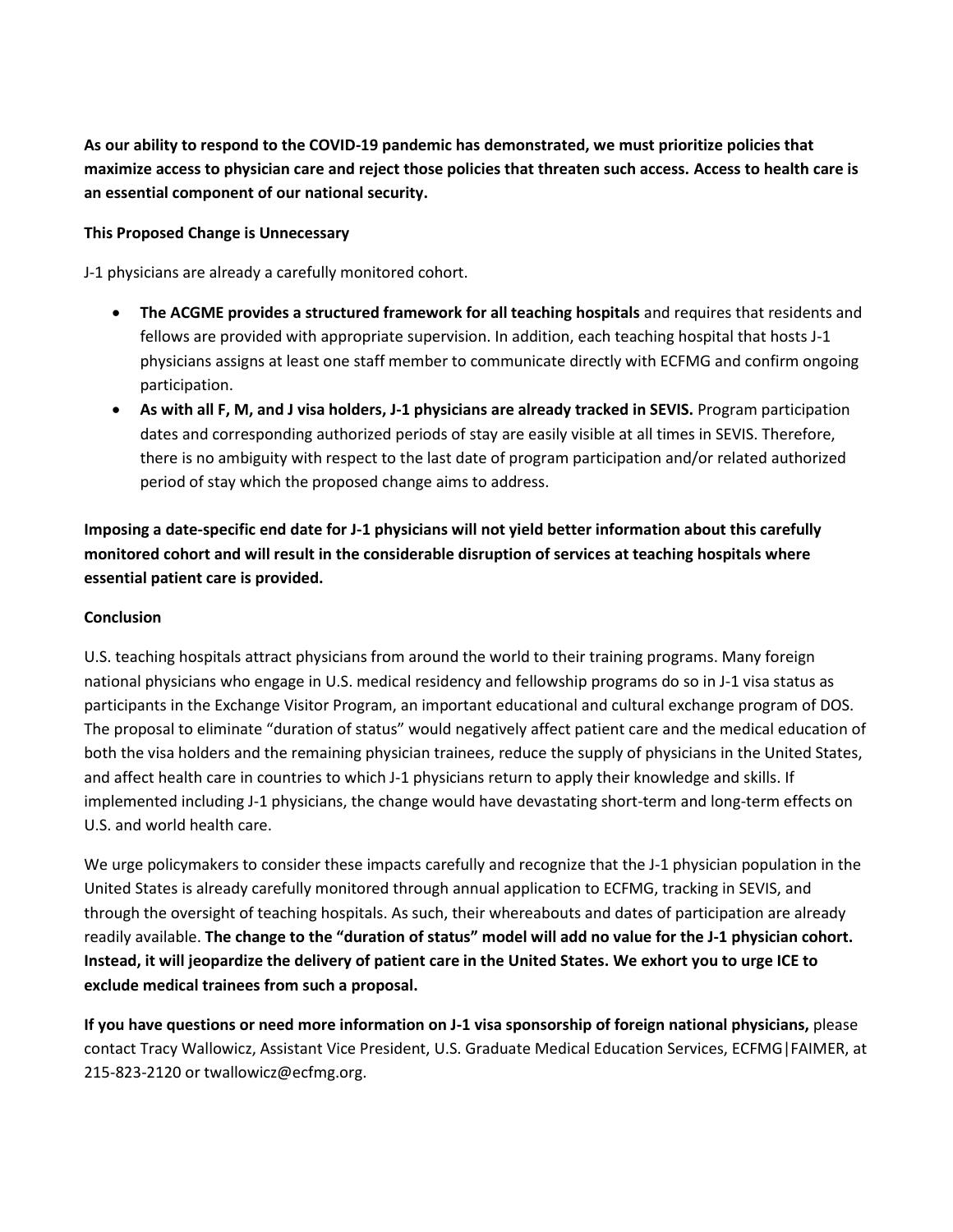**As our ability to respond to the COVID-19 pandemic has demonstrated, we must prioritize policies that maximize access to physician care and reject those policies that threaten such access. Access to health care is an essential component of our national security.**

**This Proposed Change is Unnecessary**

J-1 physicians are already a carefully monitored cohort.

- **The ACGME provides a structured framework for all teaching hospitals** and requires that residents and fellows are provided with appropriate supervision. In addition, each teaching hospital that hosts J-1 physicians assigns at least one staff member to communicate directly with ECFMG and confirm ongoing participation.
- **As with all F, M, and J visa holders, J-1 physicians are already tracked in SEVIS.** Program participation dates and corresponding authorized periods of stay are easily visible at all times in SEVIS. Therefore, there is no ambiguity with respect to the last date of program participation and/or related authorized period of stay which the proposed change aims to address.

**Imposing a date-specific end date for J-1 physicians will not yield better information about this carefully monitored cohort and will result in the considerable disruption of services at teaching hospitals where essential patient care is provided.**

**Conclusion**

U.S. teaching hospitals attract physicians from around the world to their training programs. Many foreign national physicians who engage in U.S. medical residency and fellowship programs do so in J-1 visa status as participants in the Exchange Visitor Program, an important educational and cultural exchange program of DOS. The proposal to eliminate "duration of status" would negatively affect patient care and the medical education of both the visa holders and the remaining physician trainees, reduce the supply of physicians in the United States, and affect health care in countries to which J-1 physicians return to apply their knowledge and skills. If implemented including J-1 physicians, the change would have devastating short-term and long-term effects on U.S. and world health care.

We urge policymakers to consider these impacts carefully and recognize that the J-1 physician population in the United States is already carefully monitored through annual application to ECFMG, tracking in SEVIS, and through the oversight of teaching hospitals. As such, their whereabouts and dates of participation are already readily available. **The change to the "duration of status" model will add no value for the J-1 physician cohort. Instead, it will jeopardize the delivery of patient care in the United States. We exhort you to urge ICE to exclude medical trainees from such a proposal.**

**If you have questions or need more information on J-1 visa sponsorship of foreign national physicians,** please contact Tracy Wallowicz, Assistant Vice President, U.S. Graduate Medical Education Services, ECFMG|FAIMER, at 215-823-2120 or twallowicz@ecfmg.org.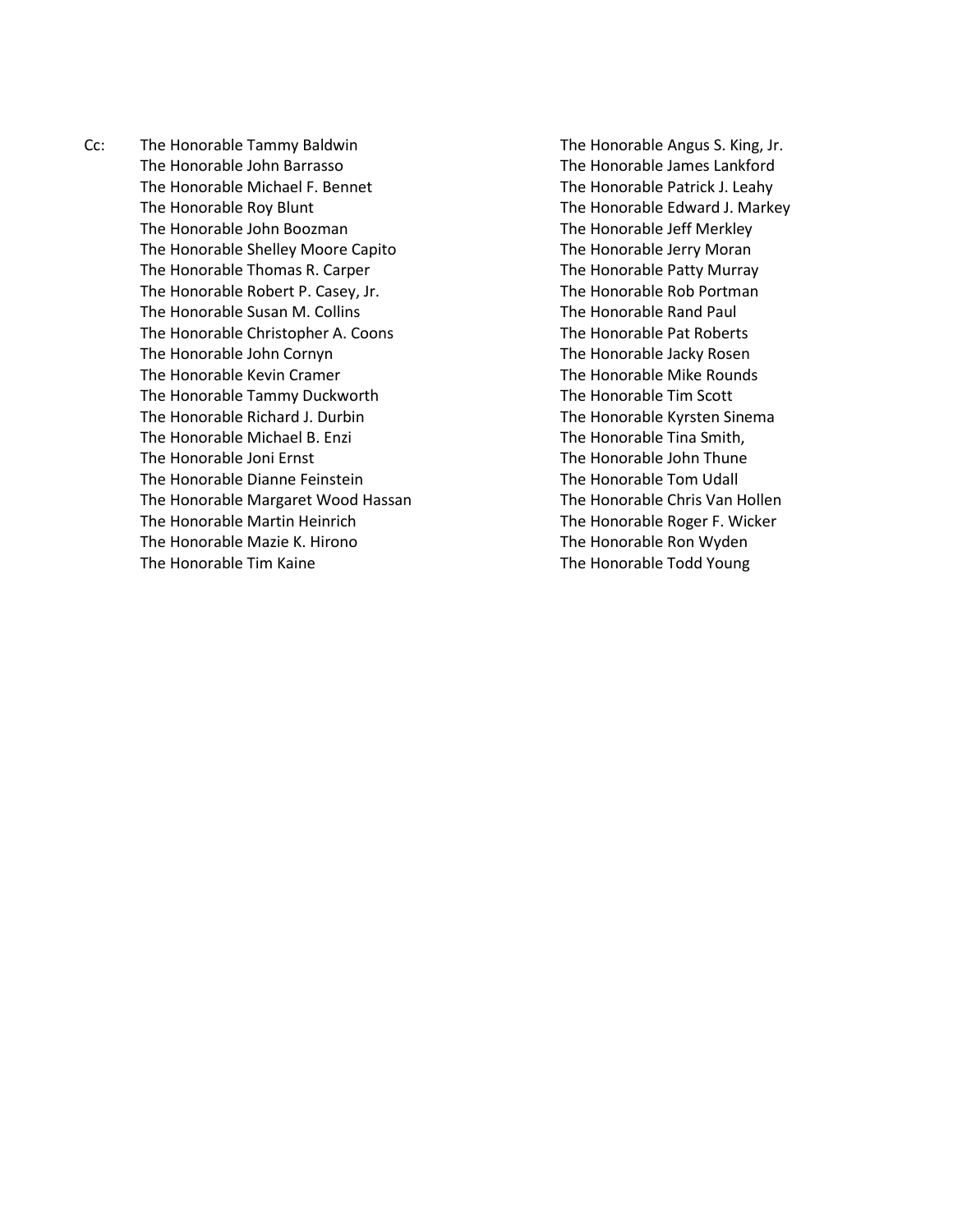Cc:

The Honorable Tammy Baldwin
The Honorable John Barrasso
The Honorable Michael F. Bennet
The Honorable Roy Blunt
The Honorable John Boozman
The Honorable Shelley Moore Capito
The Honorable Thomas R. Carper
The Honorable Robert P. Casey, Jr.
The Honorable Susan M. Collins
The Honorable Christopher A. Coons
The Honorable John Cornyn
The Honorable Kevin Cramer
The Honorable Tammy Duckworth
The Honorable Richard J. Durbin
The Honorable Michael B. Enzi
The Honorable Joni Ernst
The Honorable Dianne Feinstein
The Honorable Margaret Wood Hassan
The Honorable Martin Heinrich
The Honorable Mazie K. Hirono
The Honorable Tim Kaine
The Honorable Angus S. King, Jr.
The Honorable James Lankford
The Honorable Patrick J. Leahy
The Honorable Edward J. Markey
The Honorable Jeff Merkley
The Honorable Jerry Moran
The Honorable Patty Murray
The Honorable Rob Portman
The Honorable Rand Paul
The Honorable Pat Roberts
The Honorable Jacky Rosen
The Honorable Mike Rounds
The Honorable Tim Scott
The Honorable Kyrsten Sinema
The Honorable Tina Smith,
The Honorable John Thune
The Honorable Tom Udall
The Honorable Chris Van Hollen
The Honorable Roger F. Wicker
The Honorable Ron Wyden
The Honorable Todd Young